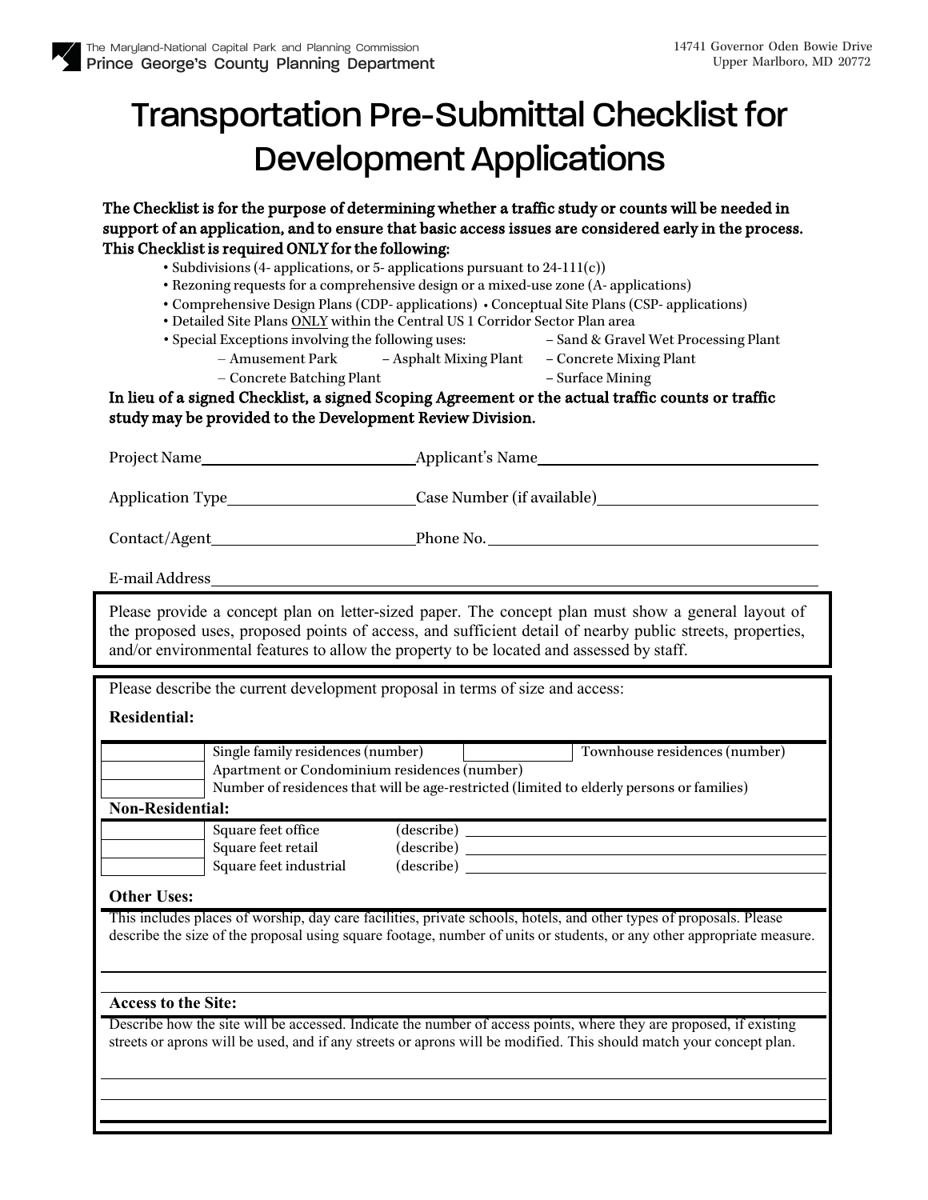The Maryland-National Capital Park and Planning Commission
Prince George's County Planning Department

14741 Governor Oden Bowie Drive
Upper Marlboro, MD 20772

# Transportation Pre-Submittal Checklist for Development Applications

**The Checklist is for the purpose of determining whether a traffic study or counts will be needed in support of an application, and to ensure that basic access issues are considered early in the process. This Checklist is required ONLY for the following:**

- Subdivisions (4- applications, or 5- applications pursuant to 24-111(c))
- Rezoning requests for a comprehensive design or a mixed-use zone (A- applications)
- Comprehensive Design Plans (CDP- applications)
- Conceptual Site Plans (CSP- applications)
- Detailed Site Plans ONLY within the Central US 1 Corridor Sector Plan area
- Special Exceptions involving the following uses:
  - Amusement Park
  - Asphalt Mixing Plant
  - Concrete Batching Plant
  - Sand & Gravel Wet Processing Plant
  - Concrete Mixing Plant
  - Surface Mining

**In lieu of a signed Checklist, a signed Scoping Agreement or the actual traffic counts or traffic study may be provided to the Development Review Division.**

Project Name \_\_\_\_\_\_\_\_\_\_ Applicant's Name \_\_\_\_\_\_\_\_\_\_

Application Type \_\_\_\_\_\_\_\_\_\_ Case Number (if available) \_\_\_\_\_\_\_\_\_\_

Contact/Agent \_\_\_\_\_\_\_\_\_\_ Phone No. \_\_\_\_\_\_\_\_\_\_

E-mail Address \_\_\_\_\_\_\_\_\_\_

Please provide a concept plan on letter-sized paper. The concept plan must show a general layout of the proposed uses, proposed points of access, and sufficient detail of nearby public streets, properties, and/or environmental features to allow the property to be located and assessed by staff.

Please describe the current development proposal in terms of size and access:

**Residential:**

| | | | |
|---|---|---|---|
| | Single family residences (number) | | Townhouse residences (number) |
| | Apartment or Condominium residences (number) | | |
| | Number of residences that will be age-restricted (limited to elderly persons or families) | | |

**Non-Residential:**

| | | |
|---|---|---|
| | Square feet office | (describe) |
| | Square feet retail | (describe) |
| | Square feet industrial | (describe) |

**Other Uses:**

This includes places of worship, day care facilities, private schools, hotels, and other types of proposals. Please describe the size of the proposal using square footage, number of units or students, or any other appropriate measure.

\_\_\_\_\_\_\_\_\_\_

**Access to the Site:**

Describe how the site will be accessed. Indicate the number of access points, where they are proposed, if existing streets or aprons will be used, and if any streets or aprons will be modified. This should match your concept plan.

\_\_\_\_\_\_\_\_\_\_

\_\_\_\_\_\_\_\_\_\_

\_\_\_\_\_\_\_\_\_\_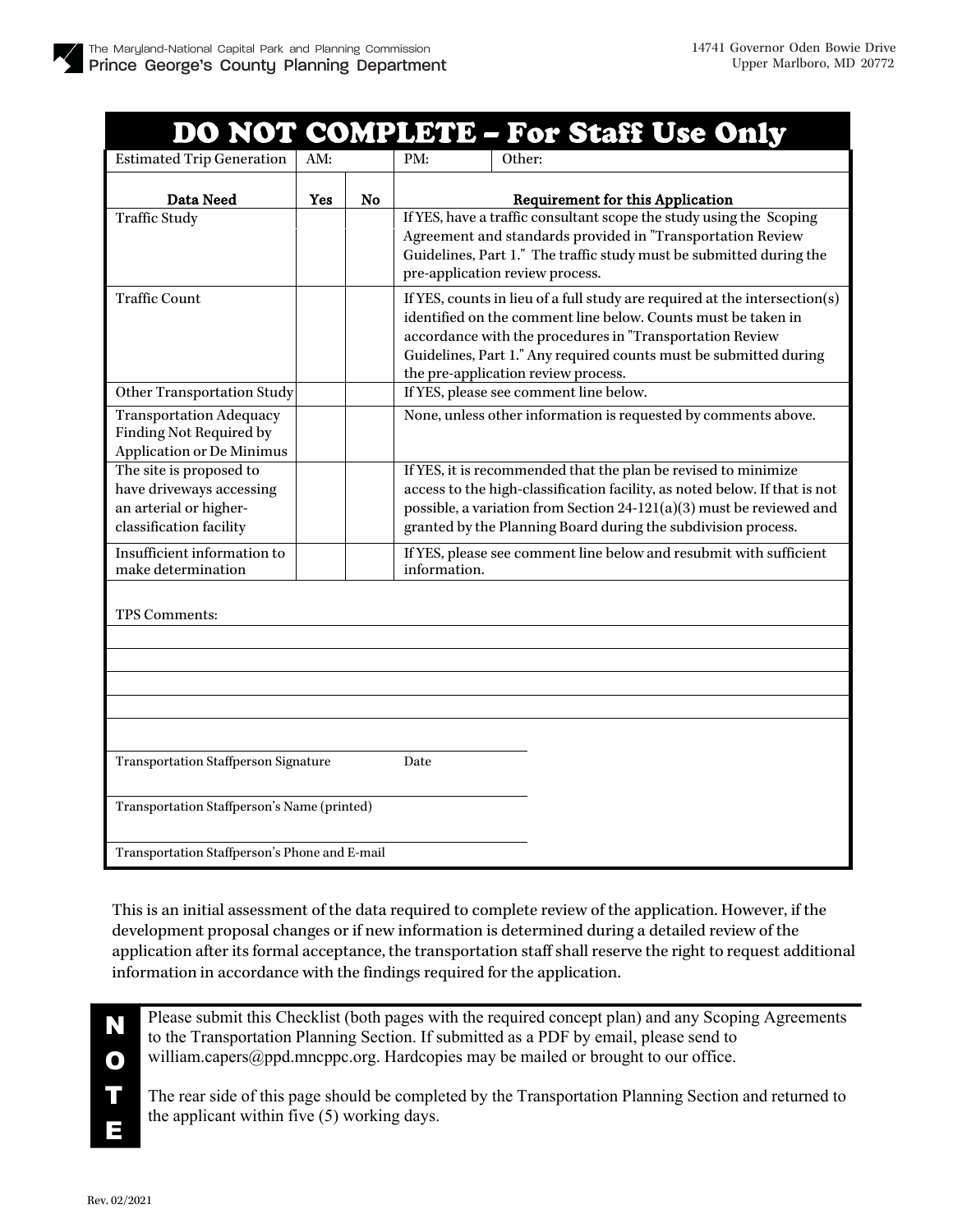The Maryland-National Capital Park and Planning Commission
**Prince George's County Planning Department**

14741 Governor Oden Bowie Drive
Upper Marlboro, MD 20772

## DO NOT COMPLETE – For Staff Use Only

| Estimated Trip Generation | AM: | | PM: | Other: |
|---|---|---|---|---|

| Data Need | Yes | No | Requirement for this Application |
|---|---|---|---|
| Traffic Study | | | If YES, have a traffic consultant scope the study using the Scoping Agreement and standards provided in "Transportation Review Guidelines, Part 1." The traffic study must be submitted during the pre-application review process. |
| Traffic Count | | | If YES, counts in lieu of a full study are required at the intersection(s) identified on the comment line below. Counts must be taken in accordance with the procedures in "Transportation Review Guidelines, Part 1." Any required counts must be submitted during the pre-application review process. |
| Other Transportation Study | | | If YES, please see comment line below. |
| Transportation Adequacy Finding Not Required by Application or De Minimus | | | None, unless other information is requested by comments above. |
| The site is proposed to have driveways accessing an arterial or higher-classification facility | | | If YES, it is recommended that the plan be revised to minimize access to the high-classification facility, as noted below. If that is not possible, a variation from Section 24-121(a)(3) must be reviewed and granted by the Planning Board during the subdivision process. |
| Insufficient information to make determination | | | If YES, please see comment line below and resubmit with sufficient information. |

TPS Comments:

Transportation Staffperson Signature　　　　Date

Transportation Staffperson's Name (printed)

Transportation Staffperson's Phone and E-mail

This is an initial assessment of the data required to complete review of the application. However, if the development proposal changes or if new information is determined during a detailed review of the application after its formal acceptance, the transportation staff shall reserve the right to request additional information in accordance with the findings required for the application.

**NOTE**

Please submit this Checklist (both pages with the required concept plan) and any Scoping Agreements to the Transportation Planning Section. If submitted as a PDF by email, please send to william.capers@ppd.mncppc.org. Hardcopies may be mailed or brought to our office.

The rear side of this page should be completed by the Transportation Planning Section and returned to the applicant within five (5) working days.

Rev. 02/2021